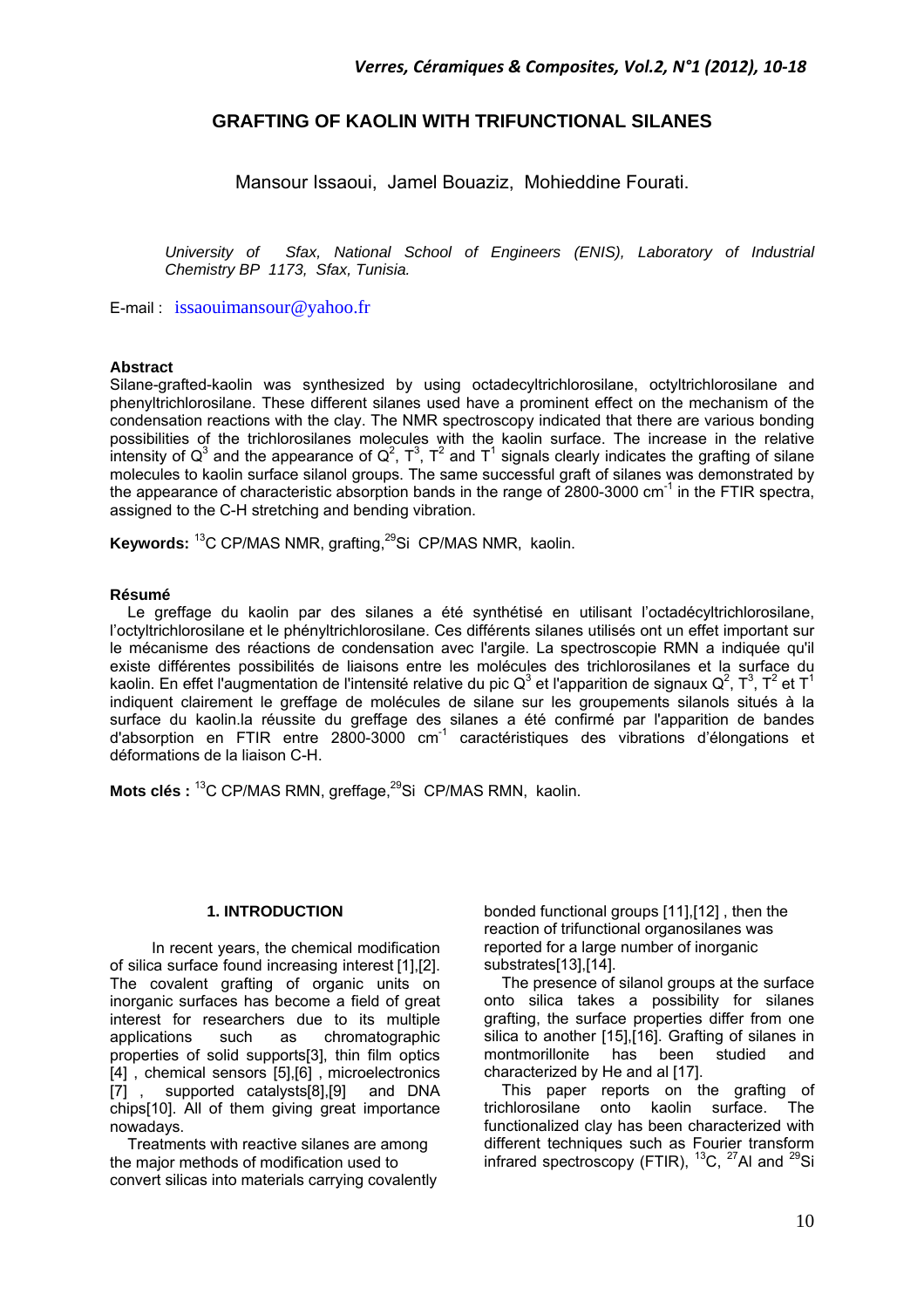# GRAFTING OF KAOLIN WITH TRIFUNCTIONAL SILANES

Mansour Issaoui, Jamel Bouaziz, Mohieddine Fourati.

*University of Sfax, National School of Engineers (ENIS), Laboratory of Industrial Chemistry BP 1173, Sfax, Tunisia.*

E-mail : issaouimansour@yahoo.fr

### Abstract

Silane-grafted-kaolin was synthesized by using octadecyltrichlorosilane, octyltrichlorosilane and phenyltrichlorosilane. These different silanes used have a prominent effect on the mechanism of the condensation reactions with the clay. The NMR spectroscopy indicated that there are various bonding possibilities of the trichlorosilanes molecules with the kaolin surface. The increase in the relative intensity of $Q^3$ and the appearance of $Q^2$, $T^3$, $T^2$ and $T^1$ signals clearly indicates the grafting of silane molecules to kaolin surface silanol groups. The same successful graft of silanes was demonstrated by the appearance of characteristic absorption bands in the range of 2800-3000 $cm^{-1}$ in the FTIR spectra, assigned to the C-H stretching and bending vibration.

**Keywords:** $^{13}C$ CP/MAS NMR, grafting, $^{29}Si$ CP/MAS NMR, kaolin.

### Résumé

Le greffage du kaolin par des silanes a été synthétisé en utilisant l'octadécyltrichlorosilane, l'octyltrichlorosilane et le phényltrichlorosilane. Ces différents silanes utilisés ont un effet important sur le mécanisme des réactions de condensation avec l'argile. La spectroscopie RMN a indiquée qu'il existe différentes possibilités de liaisons entre les molécules des trichlorosilanes et la surface du kaolin. En effet l'augmentation de l'intensité relative du pic $Q^3$ et l'apparition de signaux $Q^2$, $T^3$, $T^2$ et $T^1$ indiquent clairement le greffage de molécules de silane sur les groupements silanols situés à la surface du kaolin.la réussite du greffage des silanes a été confirmé par l'apparition de bandes d'absorption en FTIR entre 2800-3000 $cm^{-1}$ caractéristiques des vibrations d'élongations et déformations de la liaison C-H.

**Mots clés :** $^{13}C$ CP/MAS RMN, greffage, $^{29}Si$ CP/MAS RMN, kaolin.

## 1. INTRODUCTION

In recent years, the chemical modification of silica surface found increasing interest [1],[2]. The covalent grafting of organic units on inorganic surfaces has become a field of great interest for researchers due to its multiple applications such as chromatographic properties of solid supports[3], thin film optics [4] , chemical sensors [5],[6] , microelectronics [7] , supported catalysts[8],[9] and DNA chips[10]. All of them giving great importance nowadays.

Treatments with reactive silanes are among the major methods of modification used to convert silicas into materials carrying covalently bonded functional groups [11],[12] , then the reaction of trifunctional organosilanes was reported for a large number of inorganic substrates[13],[14].

The presence of silanol groups at the surface onto silica takes a possibility for silanes grafting, the surface properties differ from one silica to another [15],[16]. Grafting of silanes in montmorillonite has been studied and characterized by He and al [17].

This paper reports on the grafting of trichlorosilane onto kaolin surface. The functionalized clay has been characterized with different techniques such as Fourier transform infrared spectroscopy (FTIR), $^{13}C$, $^{27}Al$ and $^{29}Si$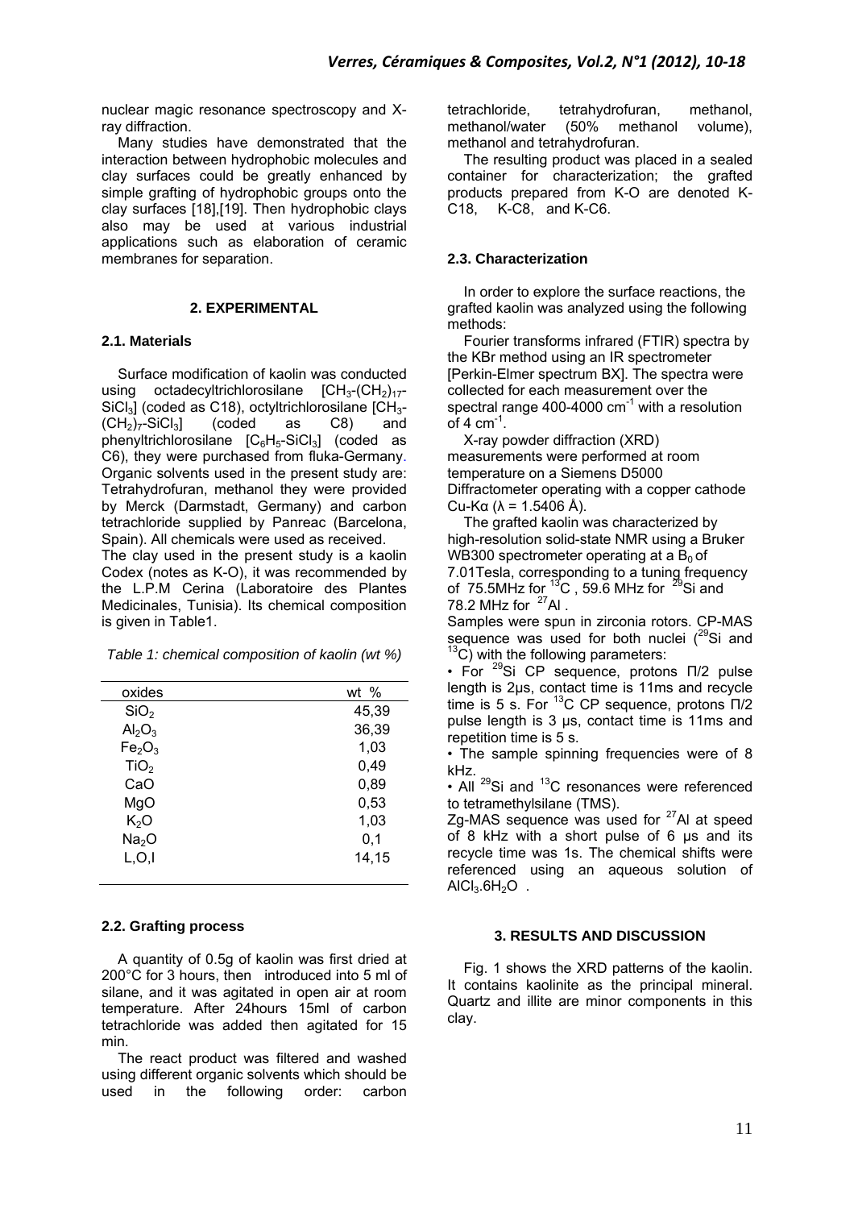nuclear magic resonance spectroscopy and X-ray diffraction.

Many studies have demonstrated that the interaction between hydrophobic molecules and clay surfaces could be greatly enhanced by simple grafting of hydrophobic groups onto the clay surfaces [18],[19]. Then hydrophobic clays also may be used at various industrial applications such as elaboration of ceramic membranes for separation.

## 2. EXPERIMENTAL

### 2.1. Materials

Surface modification of kaolin was conducted using octadecyltrichlorosilane [$CH_3$-$(CH_2)_{17}$-$SiCl_3$] (coded as C18), octyltrichlorosilane [$CH_3$-$(CH_2)_7$-$SiCl_3$] (coded as C8) and phenyltrichlorosilane [$C_6H_5$-$SiCl_3$] (coded as C6), they were purchased from fluka-Germany. Organic solvents used in the present study are: Tetrahydrofuran, methanol they were provided by Merck (Darmstadt, Germany) and carbon tetrachloride supplied by Panreac (Barcelona, Spain). All chemicals were used as received.

The clay used in the present study is a kaolin Codex (notes as K-O), it was recommended by the L.P.M Cerina (Laboratoire des Plantes Medicinales, Tunisia). Its chemical composition is given in Table1.

*Table 1: chemical composition of kaolin (wt %)*

| oxides | wt % |
|---|---|
| $SiO_2$ | 45,39 |
| $Al_2O_3$ | 36,39 |
| $Fe_2O_3$ | 1,03 |
| $TiO_2$ | 0,49 |
| CaO | 0,89 |
| MgO | 0,53 |
| $K_2O$ | 1,03 |
| $Na_2O$ | 0,1 |
| L,O,I | 14,15 |

### 2.2. Grafting process

A quantity of 0.5g of kaolin was first dried at 200°C for 3 hours, then introduced into 5 ml of silane, and it was agitated in open air at room temperature. After 24hours 15ml of carbon tetrachloride was added then agitated for 15 min.

The react product was filtered and washed using different organic solvents which should be used in the following order: carbon tetrachloride, tetrahydrofuran, methanol, methanol/water (50% methanol volume), methanol and tetrahydrofuran.

The resulting product was placed in a sealed container for characterization; the grafted products prepared from K-O are denoted K-C18, K-C8, and K-C6.

### 2.3. Characterization

In order to explore the surface reactions, the grafted kaolin was analyzed using the following methods:

Fourier transforms infrared (FTIR) spectra by the KBr method using an IR spectrometer [Perkin-Elmer spectrum BX]. The spectra were collected for each measurement over the spectral range 400-4000 $cm^{-1}$ with a resolution of 4 $cm^{-1}$.

X-ray powder diffraction (XRD) measurements were performed at room temperature on a Siemens D5000 Diffractometer operating with a copper cathode Cu-Kα (λ = 1.5406 Å).

The grafted kaolin was characterized by high-resolution solid-state NMR using a Bruker WB300 spectrometer operating at a $B_0$ of 7.01Tesla, corresponding to a tuning frequency of 75.5MHz for $^{13}C$, 59.6 MHz for $^{29}Si$ and 78.2 MHz for $^{27}Al$.

Samples were spun in zirconia rotors. CP-MAS sequence was used for both nuclei ($^{29}Si$ and $^{13}C$) with the following parameters:

- For $^{29}Si$ CP sequence, protons Π/2 pulse length is 2µs, contact time is 11ms and recycle time is 5 s. For $^{13}C$ CP sequence, protons Π/2 pulse length is 3 µs, contact time is 11ms and repetition time is 5 s.
- The sample spinning frequencies were of 8 kHz.
- All $^{29}Si$ and $^{13}C$ resonances were referenced to tetramethylsilane (TMS).

Zg-MAS sequence was used for $^{27}Al$ at speed of 8 kHz with a short pulse of 6 µs and its recycle time was 1s. The chemical shifts were referenced using an aqueous solution of $AlCl_3.6H_2O$ .

## 3. RESULTS AND DISCUSSION

Fig. 1 shows the XRD patterns of the kaolin. It contains kaolinite as the principal mineral. Quartz and illite are minor components in this clay.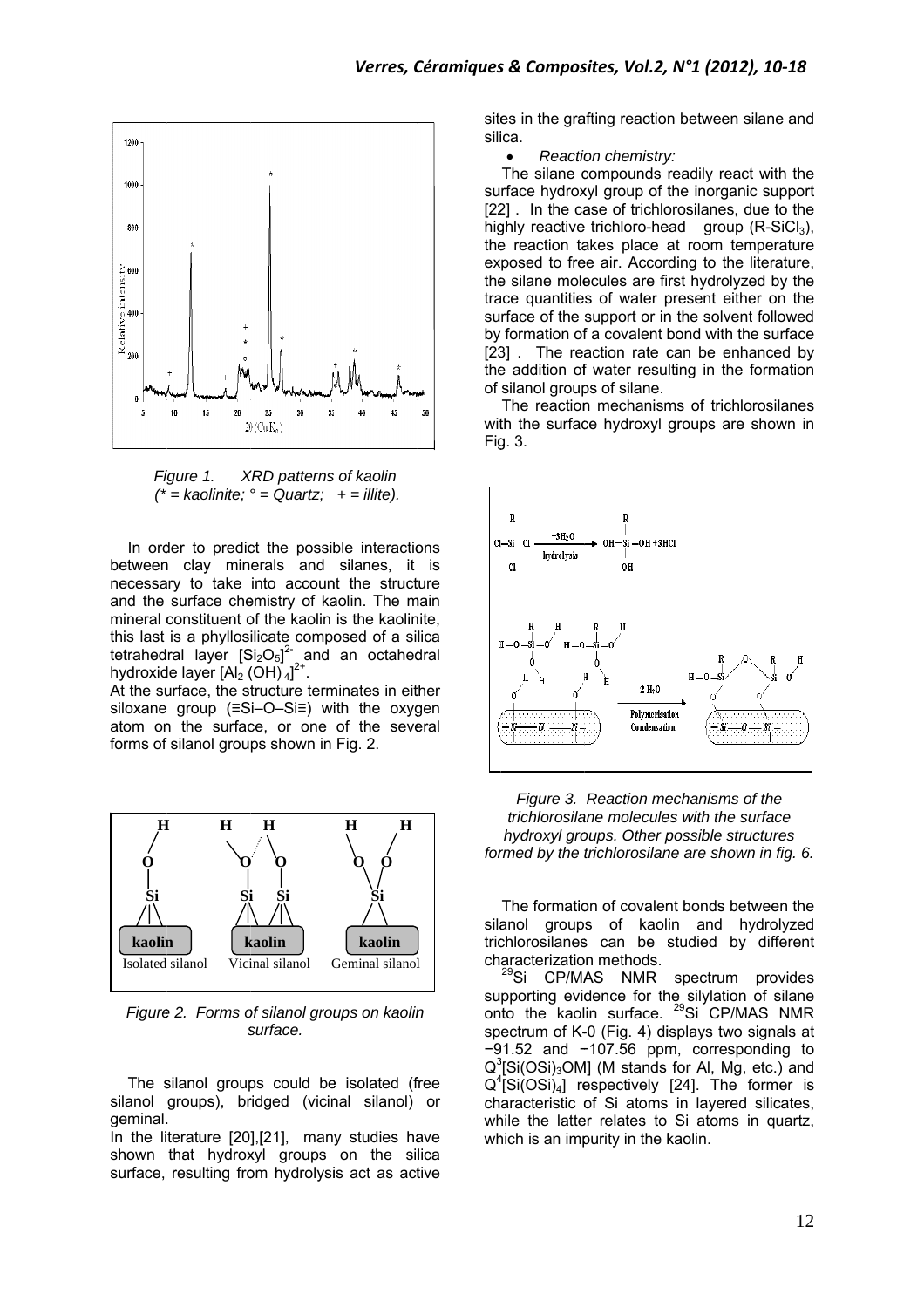*Figure 1. XRD patterns of kaolin (* = kaolinite; ° = Quartz; + = illite).*

In order to predict the possible interactions between clay minerals and silanes, it is necessary to take into account the structure and the surface chemistry of kaolin. The main mineral constituent of the kaolin is the kaolinite, this last is a phyllosilicate composed of a silica tetrahedral layer $[Si_2O_5]^{2-}$ and an octahedral hydroxide layer $[Al_2(OH)_4]^{2+}$.

At the surface, the structure terminates in either siloxane group (≡Si–O–Si≡) with the oxygen atom on the surface, or one of the several forms of silanol groups shown in Fig. 2.

*Figure 2. Forms of silanol groups on kaolin surface.*

The silanol groups could be isolated (free silanol groups), bridged (vicinal silanol) or geminal.

In the literature [20],[21], many studies have shown that hydroxyl groups on the silica surface, resulting from hydrolysis act as active sites in the grafting reaction between silane and silica.

- *Reaction chemistry:*

The silane compounds readily react with the surface hydroxyl group of the inorganic support [22] . In the case of trichlorosilanes, due to the highly reactive trichloro-head group ($R\text{-}SiCl_3$), the reaction takes place at room temperature exposed to free air. According to the literature, the silane molecules are first hydrolyzed by the trace quantities of water present either on the surface of the support or in the solvent followed by formation of a covalent bond with the surface [23] . The reaction rate can be enhanced by the addition of water resulting in the formation of silanol groups of silane.

The reaction mechanisms of trichlorosilanes with the surface hydroxyl groups are shown in Fig. 3.

*Figure 3. Reaction mechanisms of the trichlorosilane molecules with the surface hydroxyl groups. Other possible structures formed by the trichlorosilane are shown in fig. 6.*

The formation of covalent bonds between the silanol groups of kaolin and hydrolyzed trichlorosilanes can be studied by different characterization methods.

$^{29}Si$ CP/MAS NMR spectrum provides supporting evidence for the silylation of silane onto the kaolin surface. $^{29}Si$ CP/MAS NMR spectrum of K-0 (Fig. 4) displays two signals at −91.52 and −107.56 ppm, corresponding to $Q^3[Si(OSi)_3OM]$ (M stands for Al, Mg, etc.) and $Q^4[Si(OSi)_4]$ respectively [24]. The former is characteristic of Si atoms in layered silicates, while the latter relates to Si atoms in quartz, which is an impurity in the kaolin.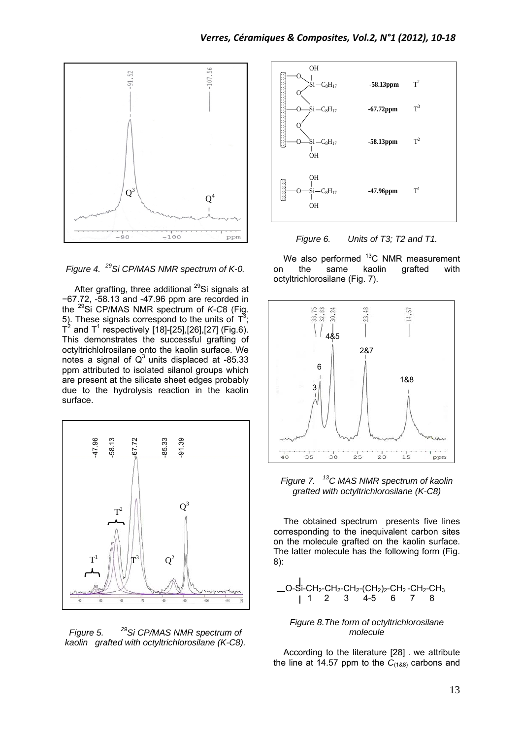*Figure 4. [29]Si CP/MAS NMR spectrum of K-0.*

After grafting, three additional [29]Si signals at −67.72, -58.13 and -47.96 ppm are recorded in the [29]Si CP/MAS NMR spectrum of *K-C*8 (Fig. 5). These signals correspond to the units of $T^3$; $T^2$ and $T^1$ respectively [18]-[25],[26],[27] (Fig.6). This demonstrates the successful grafting of octyltrichlolrosilane onto the kaolin surface. We notes a signal of $Q^3$ units displaced at -85.33 ppm attributed to isolated silanol groups which are present at the silicate sheet edges probably due to the hydrolysis reaction in the kaolin surface.

*Figure 5. [29]Si CP/MAS NMR spectrum of kaolin grafted with octyltrichlorosilane (K-C8).*

*Figure 6. Units of T3; T2 and T1.*

We also performed [13]C NMR measurement on the same kaolin grafted with octyltrichlorosilane (Fig. 7).

*Figure 7. [13]C MAS NMR spectrum of kaolin grafted with octyltrichlorosilane (K-C8)*

The obtained spectrum presents five lines corresponding to the inequivalent carbon sites on the molecule grafted on the kaolin surface. The latter molecule has the following form (Fig. 8):

$$-O-Si-\underset{1}{CH_2}-\underset{2}{CH_2}-\underset{3}{CH_2}-\underset{4-5}{(CH_2)_2}-\underset{6}{CH_2}-\underset{7}{CH_2}-\underset{8}{CH_3}$$

*Figure 8.The form of octyltrichlorosilane molecule*

According to the literature [28] . we attribute the line at 14.57 ppm to the $C_{(1\&8)}$ carbons and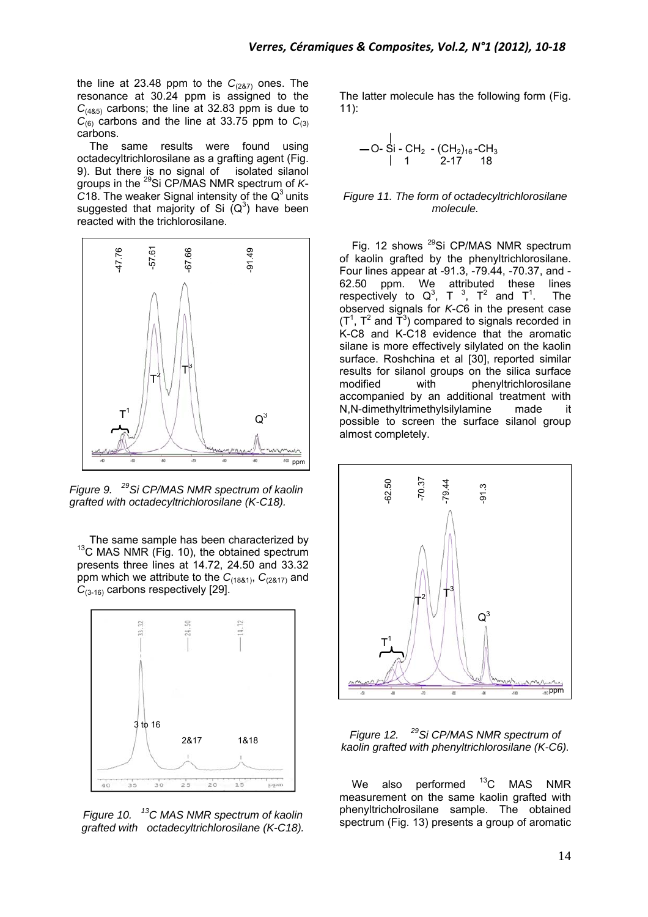the line at 23.48 ppm to the $C_{(2\&7)}$ ones. The resonance at 30.24 ppm is assigned to the $C_{(4\&5)}$ carbons; the line at 32.83 ppm is due to $C_{(6)}$ carbons and the line at 33.75 ppm to $C_{(3)}$ carbons.

The same results were found using octadecyltrichlorosilane as a grafting agent (Fig. 9). But there is no signal of isolated silanol groups in the $^{29}$Si CP/MAS NMR spectrum of *K-C*18. The weaker Signal intensity of the $Q^3$ units suggested that majority of Si ($Q^3$) have been reacted with the trichlorosilane.

*Figure 9. $^{29}$Si CP/MAS NMR spectrum of kaolin grafted with octadecyltrichlorosilane (K-C18).*

The same sample has been characterized by $^{13}$C MAS NMR (Fig. 10), the obtained spectrum presents three lines at 14.72, 24.50 and 33.32 ppm which we attribute to the $C_{(18\&1)}$, $C_{(2\&17)}$ and $C_{(3\text{-}16)}$ carbons respectively [29].

*Figure 10. $^{13}$C MAS NMR spectrum of kaolin grafted with octadecyltrichlorosilane (K-C18).*

The latter molecule has the following form (Fig. 11):

$$-\text{O-}\overset{|}{\underset{|}{\text{Si}}}\text{-}\underset{1}{\text{CH}_2}\text{-}\underset{2\text{-}17}{(\text{CH}_2)_{16}}\text{-}\underset{18}{\text{CH}_3}$$

*Figure 11. The form of octadecyltrichlorosilane molecule.*

Fig. 12 shows $^{29}$Si CP/MAS NMR spectrum of kaolin grafted by the phenyltrichlorosilane. Four lines appear at -91.3, -79.44, -70.37, and -62.50 ppm. We attributed these lines respectively to $Q^3$, $T^3$, $T^2$ and $T^1$. The observed signals for *K-C*6 in the present case ($T^1$, $T^2$ and $T^3$) compared to signals recorded in K-C8 and K-C18 evidence that the aromatic silane is more effectively silylated on the kaolin surface. Roshchina et al [30], reported similar results for silanol groups on the silica surface modified with phenyltrichlorosilane accompanied by an additional treatment with N,N-dimethyltrimethylsilylamine made it possible to screen the surface silanol group almost completely.

*Figure 12. $^{29}$Si CP/MAS NMR spectrum of kaolin grafted with phenyltrichlorosilane (K-C6).*

We also performed $^{13}$C MAS NMR measurement on the same kaolin grafted with phenyltricholrosilane sample. The obtained spectrum (Fig. 13) presents a group of aromatic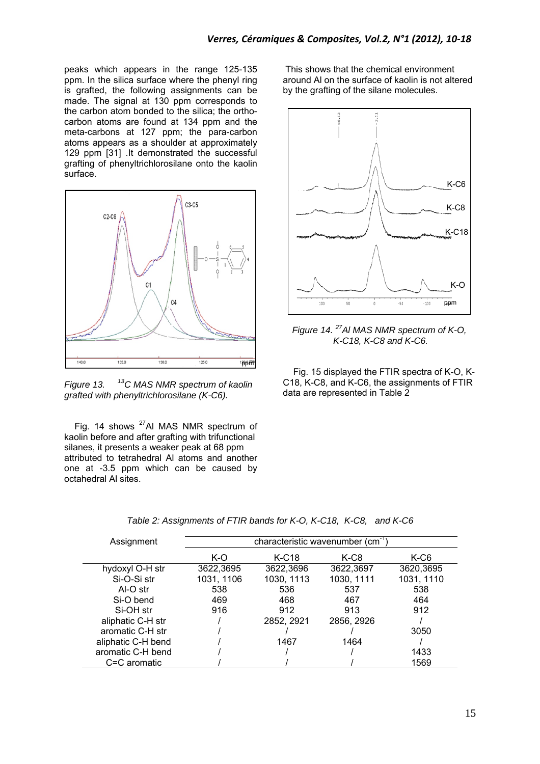peaks which appears in the range 125-135 ppm. In the silica surface where the phenyl ring is grafted, the following assignments can be made. The signal at 130 ppm corresponds to the carbon atom bonded to the silica; the ortho-carbon atoms are found at 134 ppm and the meta-carbons at 127 ppm; the para-carbon atoms appears as a shoulder at approximately 129 ppm [31] .It demonstrated the successful grafting of phenyltrichlorosilane onto the kaolin surface.

*Figure 13. $^{13}C$ MAS NMR spectrum of kaolin grafted with phenyltrichlorosilane (K-C6).*

Fig. 14 shows $^{27}Al$ MAS NMR spectrum of kaolin before and after grafting with trifunctional silanes, it presents a weaker peak at 68 ppm attributed to tetrahedral Al atoms and another one at -3.5 ppm which can be caused by octahedral Al sites.

This shows that the chemical environment around Al on the surface of kaolin is not altered by the grafting of the silane molecules.

*Figure 14. $^{27}Al$ MAS NMR spectrum of K-O, K-C18, K-C8 and K-C6.*

Fig. 15 displayed the FTIR spectra of K-O, K-C18, K-C8, and K-C6, the assignments of FTIR data are represented in Table 2

*Table 2: Assignments of FTIR bands for K-O, K-C18, K-C8, and K-C6*

| Assignment | characteristic wavenumber ($cm^{-1}$) | | | |
|---|---|---|---|---|
| | K-O | K-C18 | K-C8 | K-C6 |
| hydoxyl O-H str | 3622,3695 | 3622,3696 | 3622,3697 | 3620,3695 |
| Si-O-Si str | 1031, 1106 | 1030, 1113 | 1030, 1111 | 1031, 1110 |
| Al-O str | 538 | 536 | 537 | 538 |
| Si-O bend | 469 | 468 | 467 | 464 |
| Si-OH str | 916 | 912 | 913 | 912 |
| aliphatic C-H str | / | 2852, 2921 | 2856, 2926 | / |
| aromatic C-H str | / | / | / | 3050 |
| aliphatic C-H bend | / | 1467 | 1464 | / |
| aromatic C-H bend | / | / | / | 1433 |
| C=C aromatic | / | / | / | 1569 |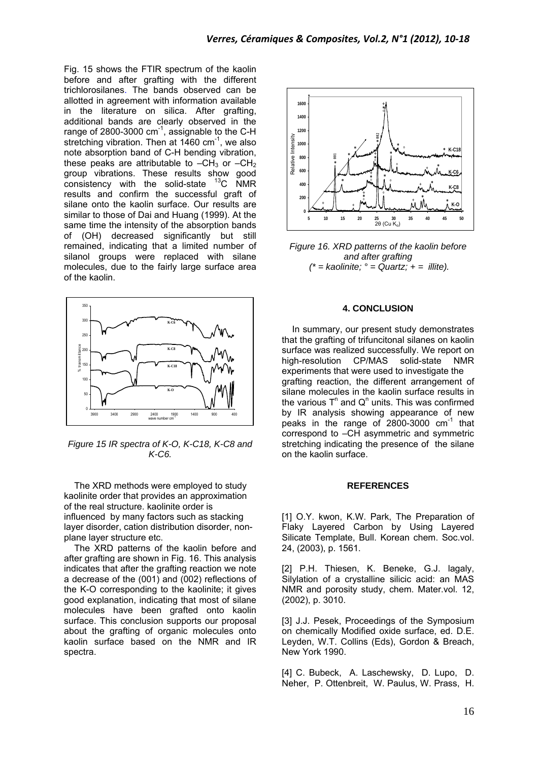Fig. 15 shows the FTIR spectrum of the kaolin before and after grafting with the different trichlorosilanes. The bands observed can be allotted in agreement with information available in the literature on silica. After grafting, additional bands are clearly observed in the range of 2800-3000 $cm^{-1}$, assignable to the C-H stretching vibration. Then at 1460 $cm^{-1}$, we also note absorption band of C-H bending vibration, these peaks are attributable to $-CH_3$ or $-CH_2$ group vibrations. These results show good consistency with the solid-state $^{13}C$ NMR results and confirm the successful graft of silane onto the kaolin surface. Our results are similar to those of Dai and Huang (1999). At the same time the intensity of the absorption bands of (OH) decreased significantly but still remained, indicating that a limited number of silanol groups were replaced with silane molecules, due to the fairly large surface area of the kaolin.

*Figure 15 IR spectra of K-O, K-C18, K-C8 and K-C6.*

The XRD methods were employed to study kaolinite order that provides an approximation of the real structure. kaolinite order is influenced by many factors such as stacking layer disorder, cation distribution disorder, non-plane layer structure etc.

The XRD patterns of the kaolin before and after grafting are shown in Fig. 16. This analysis indicates that after the grafting reaction we note a decrease of the (001) and (002) reflections of the K-O corresponding to the kaolinite; it gives good explanation, indicating that most of silane molecules have been grafted onto kaolin surface. This conclusion supports our proposal about the grafting of organic molecules onto kaolin surface based on the NMR and IR spectra.

*Figure 16. XRD patterns of the kaolin before and after grafting (* = kaolinite; ° = Quartz; + = illite).*

## 4. CONCLUSION

In summary, our present study demonstrates that the grafting of trifuncitonal silanes on kaolin surface was realized successfully. We report on high-resolution CP/MAS solid-state NMR experiments that were used to investigate the grafting reaction, the different arrangement of silane molecules in the kaolin surface results in the various $T^n$ and $Q^n$ units. This was confirmed by IR analysis showing appearance of new peaks in the range of 2800-3000 $cm^{-1}$ that correspond to –CH asymmetric and symmetric stretching indicating the presence of the silane on the kaolin surface.

## REFERENCES

[1] O.Y. kwon, K.W. Park, The Preparation of Flaky Layered Carbon by Using Layered Silicate Template, Bull. Korean chem. Soc.vol. 24, (2003), p. 1561.

[2] P.H. Thiesen, K. Beneke, G.J. lagaly, Silylation of a crystalline silicic acid: an MAS NMR and porosity study, chem. Mater.vol. 12, (2002), p. 3010.

[3] J.J. Pesek, Proceedings of the Symposium on chemically Modified oxide surface, ed. D.E. Leyden, W.T. Collins (Eds), Gordon & Breach, New York 1990.

[4] C. Bubeck, A. Laschewsky, D. Lupo, D. Neher, P. Ottenbreit, W. Paulus, W. Prass, H.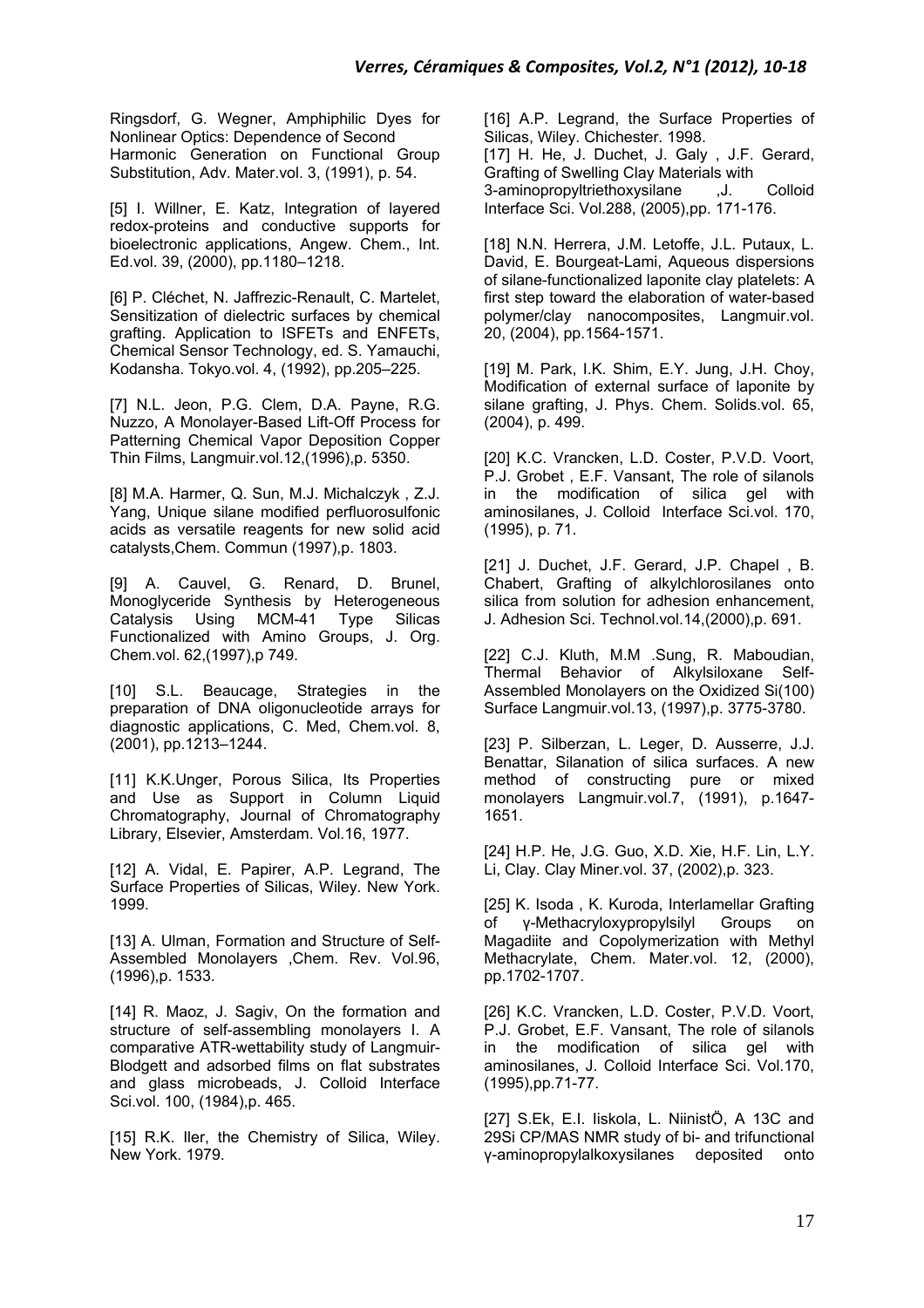Ringsdorf, G. Wegner, Amphiphilic Dyes for Nonlinear Optics: Dependence of Second Harmonic Generation on Functional Group Substitution, Adv. Mater.vol. 3, (1991), p. 54.

[5] I. Willner, E. Katz, Integration of layered redox-proteins and conductive supports for bioelectronic applications, Angew. Chem., Int. Ed.vol. 39, (2000), pp.1180–1218.

[6] P. Cléchet, N. Jaffrezic-Renault, C. Martelet, Sensitization of dielectric surfaces by chemical grafting. Application to ISFETs and ENFETs, Chemical Sensor Technology, ed. S. Yamauchi, Kodansha. Tokyo.vol. 4, (1992), pp.205–225.

[7] N.L. Jeon, P.G. Clem, D.A. Payne, R.G. Nuzzo, A Monolayer-Based Lift-Off Process for Patterning Chemical Vapor Deposition Copper Thin Films, Langmuir.vol.12,(1996),p. 5350.

[8] M.A. Harmer, Q. Sun, M.J. Michalczyk , Z.J. Yang, Unique silane modified perfluorosulfonic acids as versatile reagents for new solid acid catalysts,Chem. Commun (1997),p. 1803.

[9] A. Cauvel, G. Renard, D. Brunel, Monoglyceride Synthesis by Heterogeneous Catalysis Using MCM-41 Type Silicas Functionalized with Amino Groups, J. Org. Chem.vol. 62,(1997),p 749.

[10] S.L. Beaucage, Strategies in the preparation of DNA oligonucleotide arrays for diagnostic applications, C. Med, Chem.vol. 8, (2001), pp.1213–1244.

[11] K.K.Unger, Porous Silica, Its Properties and Use as Support in Column Liquid Chromatography, Journal of Chromatography Library, Elsevier, Amsterdam. Vol.16, 1977.

[12] A. Vidal, E. Papirer, A.P. Legrand, The Surface Properties of Silicas, Wiley. New York. 1999.

[13] A. Ulman, Formation and Structure of Self-Assembled Monolayers ,Chem. Rev. Vol.96, (1996),p. 1533.

[14] R. Maoz, J. Sagiv, On the formation and structure of self-assembling monolayers I. A comparative ATR-wettability study of Langmuir-Blodgett and adsorbed films on flat substrates and glass microbeads, J. Colloid Interface Sci.vol. 100, (1984),p. 465.

[15] R.K. Iler, the Chemistry of Silica, Wiley. New York. 1979.

[16] A.P. Legrand, the Surface Properties of Silicas, Wiley. Chichester. 1998.

[17] H. He, J. Duchet, J. Galy , J.F. Gerard, Grafting of Swelling Clay Materials with 3-aminopropyltriethoxysilane ,J. Colloid Interface Sci. Vol.288, (2005),pp. 171-176.

[18] N.N. Herrera, J.M. Letoffe, J.L. Putaux, L. David, E. Bourgeat-Lami, Aqueous dispersions of silane-functionalized laponite clay platelets: A first step toward the elaboration of water-based polymer/clay nanocomposites, Langmuir.vol. 20, (2004), pp.1564-1571.

[19] M. Park, I.K. Shim, E.Y. Jung, J.H. Choy, Modification of external surface of laponite by silane grafting, J. Phys. Chem. Solids.vol. 65, (2004), p. 499.

[20] K.C. Vrancken, L.D. Coster, P.V.D. Voort, P.J. Grobet , E.F. Vansant, The role of silanols in the modification of silica gel with aminosilanes, J. Colloid Interface Sci.vol. 170, (1995), p. 71.

[21] J. Duchet, J.F. Gerard, J.P. Chapel , B. Chabert, Grafting of alkylchlorosilanes onto silica from solution for adhesion enhancement, J. Adhesion Sci. Technol.vol.14,(2000),p. 691.

[22] C.J. Kluth, M.M .Sung, R. Maboudian, Thermal Behavior of Alkylsiloxane Self-Assembled Monolayers on the Oxidized Si(100) Surface Langmuir.vol.13, (1997),p. 3775-3780.

[23] P. Silberzan, L. Leger, D. Ausserre, J.J. Benattar, Silanation of silica surfaces. A new method of constructing pure or mixed monolayers Langmuir.vol.7, (1991), p.1647-1651.

[24] H.P. He, J.G. Guo, X.D. Xie, H.F. Lin, L.Y. Li, Clay. Clay Miner.vol. 37, (2002),p. 323.

[25] K. Isoda , K. Kuroda, Interlamellar Grafting of γ-Methacryloxypropylsilyl Groups on Magadiite and Copolymerization with Methyl Methacrylate, Chem. Mater.vol. 12, (2000), pp.1702-1707.

[26] K.C. Vrancken, L.D. Coster, P.V.D. Voort, P.J. Grobet, E.F. Vansant, The role of silanols in the modification of silica gel with aminosilanes, J. Colloid Interface Sci. Vol.170, (1995),pp.71-77.

[27] S.Ek, E.I. Iiskola, L. NiinistÖ, A 13C and 29Si CP/MAS NMR study of bi- and trifunctional γ-aminopropylalkoxysilanes deposited onto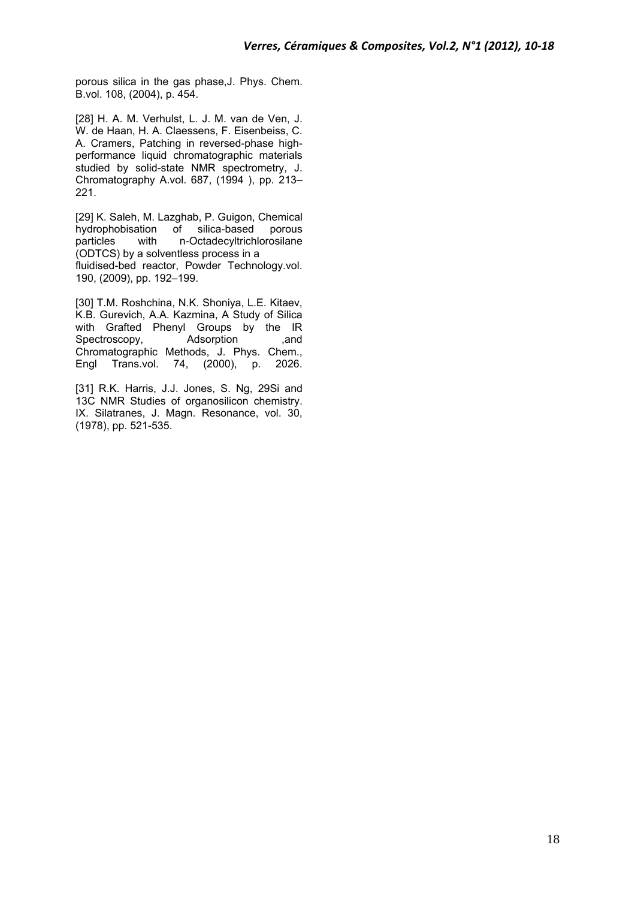porous silica in the gas phase,J. Phys. Chem. B.vol. 108, (2004), p. 454.

[28] H. A. M. Verhulst, L. J. M. van de Ven, J. W. de Haan, H. A. Claessens, F. Eisenbeiss, C. A. Cramers, Patching in reversed-phase high-performance liquid chromatographic materials studied by solid-state NMR spectrometry, J. Chromatography A.vol. 687, (1994 ), pp. 213–221.

[29] K. Saleh, M. Lazghab, P. Guigon, Chemical hydrophobisation of silica-based porous particles with n-Octadecyltrichlorosilane (ODTCS) by a solventless process in a fluidised-bed reactor, Powder Technology.vol. 190, (2009), pp. 192–199.

[30] T.M. Roshchina, N.K. Shoniya, L.E. Kitaev, K.B. Gurevich, A.A. Kazmina, A Study of Silica with Grafted Phenyl Groups by the IR Spectroscopy, Adsorption ,and Chromatographic Methods, J. Phys. Chem., Engl Trans.vol. 74, (2000), p. 2026.

[31] R.K. Harris, J.J. Jones, S. Ng, 29Si and 13C NMR Studies of organosilicon chemistry. IX. Silatranes, J. Magn. Resonance, vol. 30, (1978), pp. 521-535.